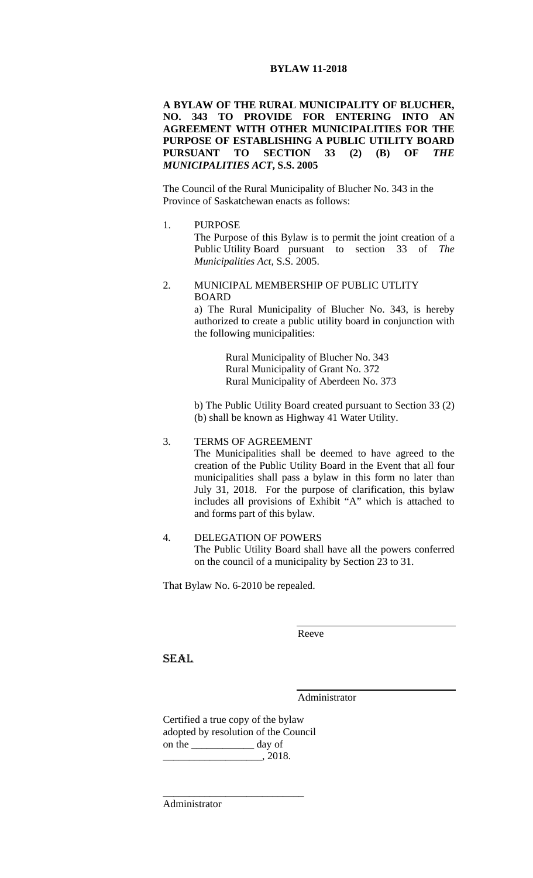# BYLAW 11-2018

**A BYLAW OF THE RURAL MUNICIPALITY OF BLUCHER, NO. 343 TO PROVIDE FOR ENTERING INTO AN AGREEMENT WITH OTHER MUNICIPALITIES FOR THE PURPOSE OF ESTABLISHING A PUBLIC UTILITY BOARD PURSUANT TO SECTION 33 (2) (B) OF *THE MUNICIPALITIES ACT*, S.S. 2005**

The Council of the Rural Municipality of Blucher No. 343 in the Province of Saskatchewan enacts as follows:

1. PURPOSE

   The Purpose of this Bylaw is to permit the joint creation of a Public Utility Board pursuant to section 33 of *The Municipalities Act*, S.S. 2005.

2. MUNICIPAL MEMBERSHIP OF PUBLIC UTLITY BOARD

   a) The Rural Municipality of Blucher No. 343, is hereby authorized to create a public utility board in conjunction with the following municipalities:

   Rural Municipality of Blucher No. 343
   Rural Municipality of Grant No. 372
   Rural Municipality of Aberdeen No. 373

   b) The Public Utility Board created pursuant to Section 33 (2) (b) shall be known as Highway 41 Water Utility.

3. TERMS OF AGREEMENT

   The Municipalities shall be deemed to have agreed to the creation of the Public Utility Board in the Event that all four municipalities shall pass a bylaw in this form no later than July 31, 2018. For the purpose of clarification, this bylaw includes all provisions of Exhibit "A" which is attached to and forms part of this bylaw.

4. DELEGATION OF POWERS

   The Public Utility Board shall have all the powers conferred on the council of a municipality by Section 23 to 31.

That Bylaw No. 6-2010 be repealed.

\_\_\_\_\_\_\_\_\_\_\_\_\_\_\_\_\_\_\_\_\_\_\_\_\_\_\_\_
Reeve

SEAL

\_\_\_\_\_\_\_\_\_\_\_\_\_\_\_\_\_\_\_\_\_\_\_\_\_\_\_\_
Administrator

Certified a true copy of the bylaw adopted by resolution of the Council on the \_\_\_\_\_\_\_\_\_\_\_\_ day of \_\_\_\_\_\_\_\_\_\_\_\_\_\_\_\_\_\_\_, 2018.

\_\_\_\_\_\_\_\_\_\_\_\_\_\_\_\_\_\_\_\_\_\_\_\_\_\_\_\_
Administrator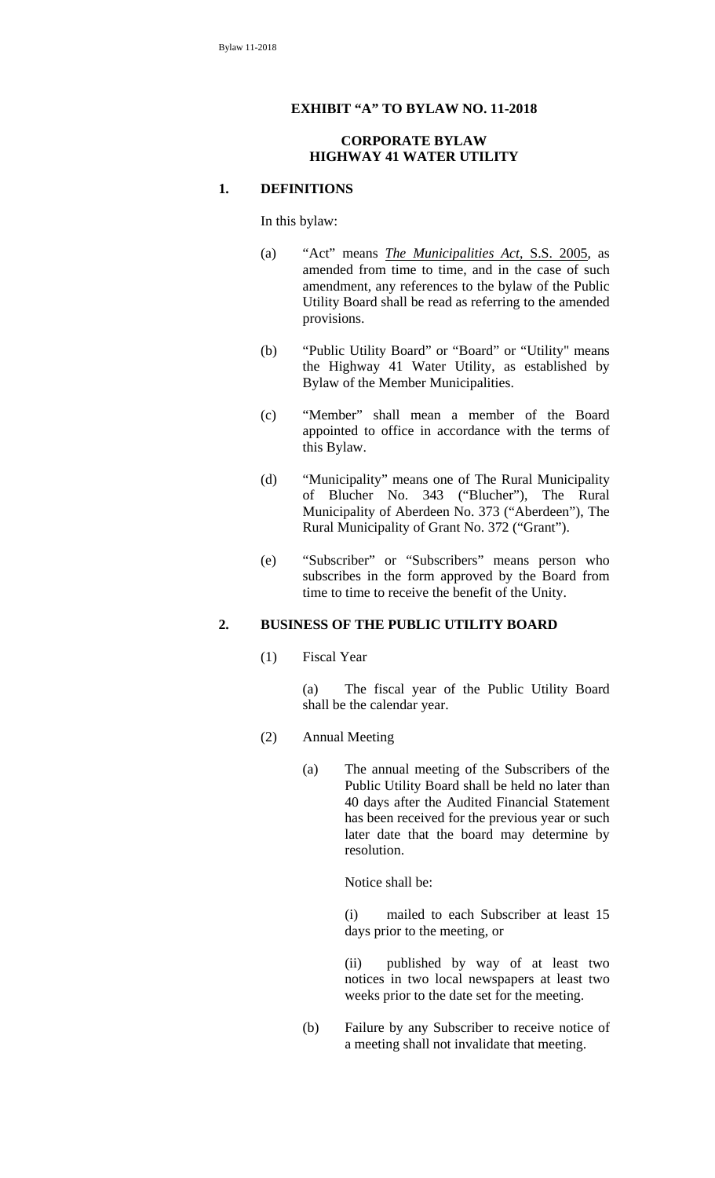**EXHIBIT "A" TO BYLAW NO. 11-2018**

**CORPORATE BYLAW**
**HIGHWAY 41 WATER UTILITY**

## 1. DEFINITIONS

In this bylaw:

(a) "Act" means ***The Municipalities Act*, S.S. 2005**, as amended from time to time, and in the case of such amendment, any references to the bylaw of the Public Utility Board shall be read as referring to the amended provisions.

(b) "Public Utility Board" or "Board" or "Utility" means the Highway 41 Water Utility, as established by Bylaw of the Member Municipalities.

(c) "Member" shall mean a member of the Board appointed to office in accordance with the terms of this Bylaw.

(d) "Municipality" means one of The Rural Municipality of Blucher No. 343 ("Blucher"), The Rural Municipality of Aberdeen No. 373 ("Aberdeen"), The Rural Municipality of Grant No. 372 ("Grant").

(e) "Subscriber" or "Subscribers" means person who subscribes in the form approved by the Board from time to time to receive the benefit of the Unity.

## 2. BUSINESS OF THE PUBLIC UTILITY BOARD

(1) Fiscal Year

(a) The fiscal year of the Public Utility Board shall be the calendar year.

(2) Annual Meeting

(a) The annual meeting of the Subscribers of the Public Utility Board shall be held no later than 40 days after the Audited Financial Statement has been received for the previous year or such later date that the board may determine by resolution.

Notice shall be:

(i) mailed to each Subscriber at least 15 days prior to the meeting, or

(ii) published by way of at least two notices in two local newspapers at least two weeks prior to the date set for the meeting.

(b) Failure by any Subscriber to receive notice of a meeting shall not invalidate that meeting.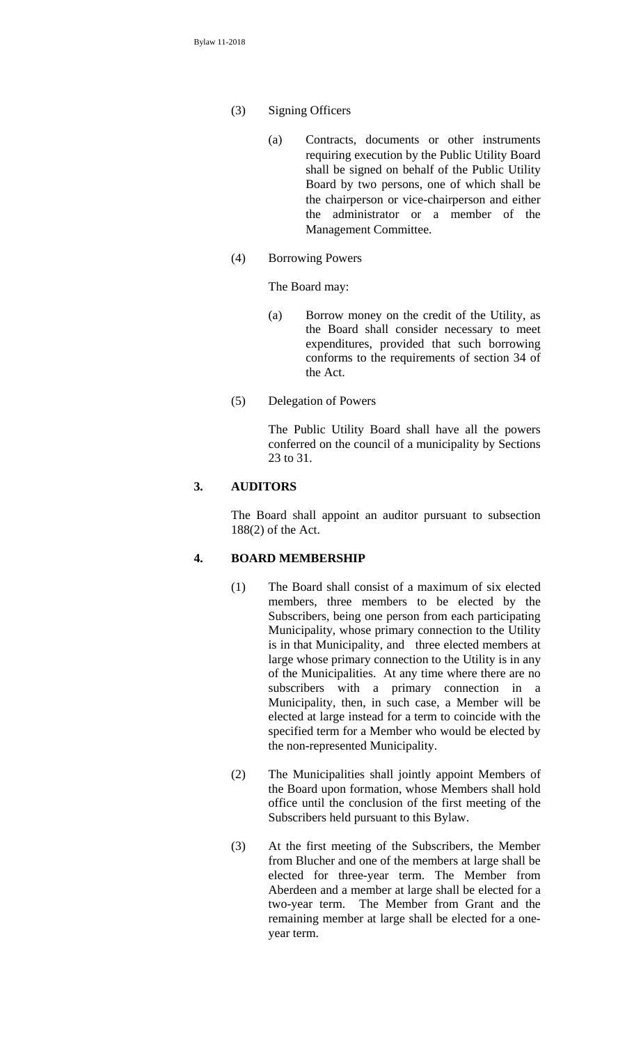(3) Signing Officers

(a) Contracts, documents or other instruments requiring execution by the Public Utility Board shall be signed on behalf of the Public Utility Board by two persons, one of which shall be the chairperson or vice-chairperson and either the administrator or a member of the Management Committee.

(4) Borrowing Powers

The Board may:

(a) Borrow money on the credit of the Utility, as the Board shall consider necessary to meet expenditures, provided that such borrowing conforms to the requirements of section 34 of the Act.

(5) Delegation of Powers

The Public Utility Board shall have all the powers conferred on the council of a municipality by Sections 23 to 31.

## 3. AUDITORS

The Board shall appoint an auditor pursuant to subsection 188(2) of the Act.

## 4. BOARD MEMBERSHIP

(1) The Board shall consist of a maximum of six elected members, three members to be elected by the Subscribers, being one person from each participating Municipality, whose primary connection to the Utility is in that Municipality, and three elected members at large whose primary connection to the Utility is in any of the Municipalities. At any time where there are no subscribers with a primary connection in a Municipality, then, in such case, a Member will be elected at large instead for a term to coincide with the specified term for a Member who would be elected by the non-represented Municipality.

(2) The Municipalities shall jointly appoint Members of the Board upon formation, whose Members shall hold office until the conclusion of the first meeting of the Subscribers held pursuant to this Bylaw.

(3) At the first meeting of the Subscribers, the Member from Blucher and one of the members at large shall be elected for three-year term. The Member from Aberdeen and a member at large shall be elected for a two-year term. The Member from Grant and the remaining member at large shall be elected for a one-year term.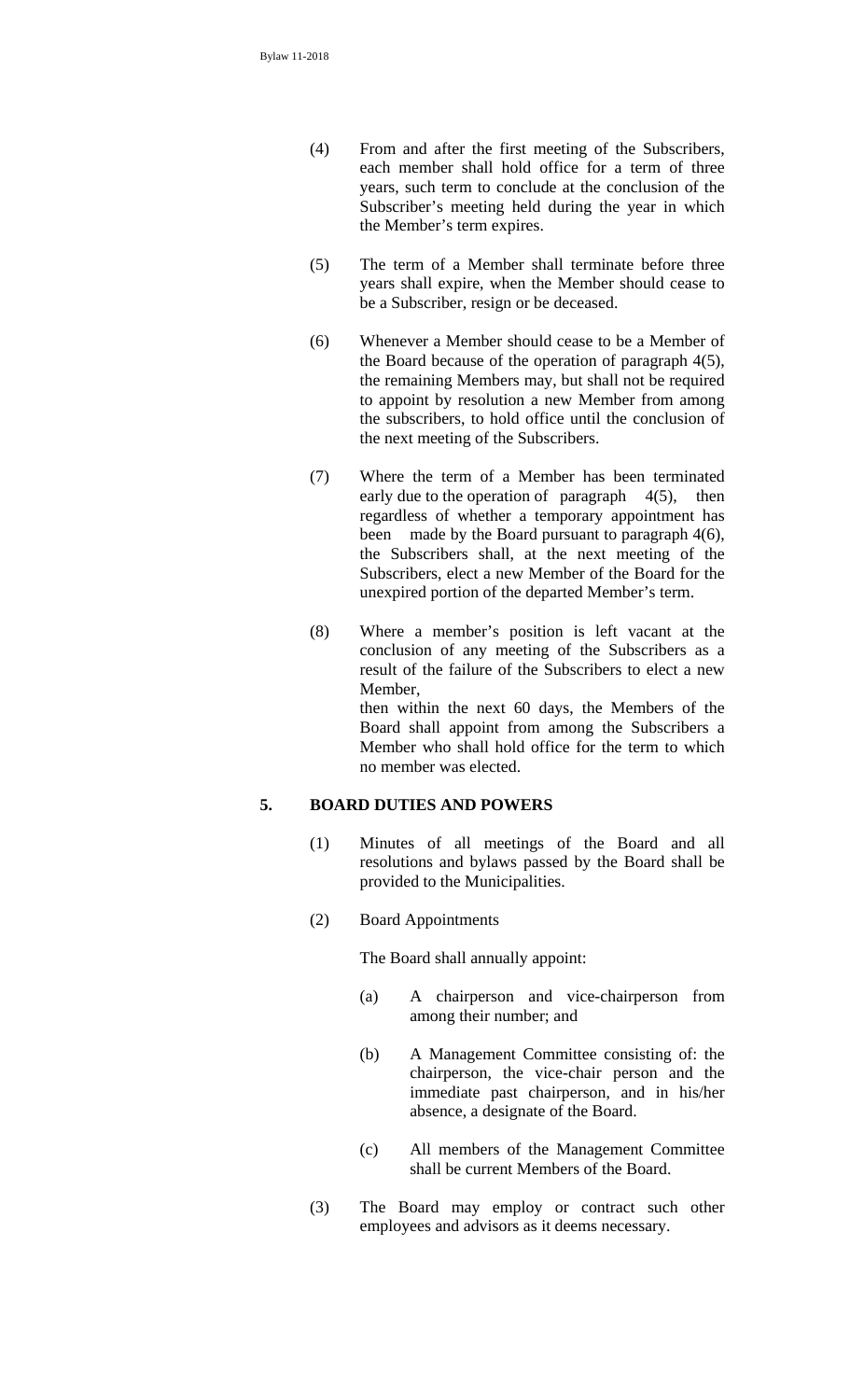(4) From and after the first meeting of the Subscribers, each member shall hold office for a term of three years, such term to conclude at the conclusion of the Subscriber's meeting held during the year in which the Member's term expires.

(5) The term of a Member shall terminate before three years shall expire, when the Member should cease to be a Subscriber, resign or be deceased.

(6) Whenever a Member should cease to be a Member of the Board because of the operation of paragraph 4(5), the remaining Members may, but shall not be required to appoint by resolution a new Member from among the subscribers, to hold office until the conclusion of the next meeting of the Subscribers.

(7) Where the term of a Member has been terminated early due to the operation of paragraph 4(5), then regardless of whether a temporary appointment has been made by the Board pursuant to paragraph 4(6), the Subscribers shall, at the next meeting of the Subscribers, elect a new Member of the Board for the unexpired portion of the departed Member's term.

(8) Where a member's position is left vacant at the conclusion of any meeting of the Subscribers as a result of the failure of the Subscribers to elect a new Member,
then within the next 60 days, the Members of the Board shall appoint from among the Subscribers a Member who shall hold office for the term to which no member was elected.

## 5. BOARD DUTIES AND POWERS

(1) Minutes of all meetings of the Board and all resolutions and bylaws passed by the Board shall be provided to the Municipalities.

(2) Board Appointments

The Board shall annually appoint:

(a) A chairperson and vice-chairperson from among their number; and

(b) A Management Committee consisting of: the chairperson, the vice-chair person and the immediate past chairperson, and in his/her absence, a designate of the Board.

(c) All members of the Management Committee shall be current Members of the Board.

(3) The Board may employ or contract such other employees and advisors as it deems necessary.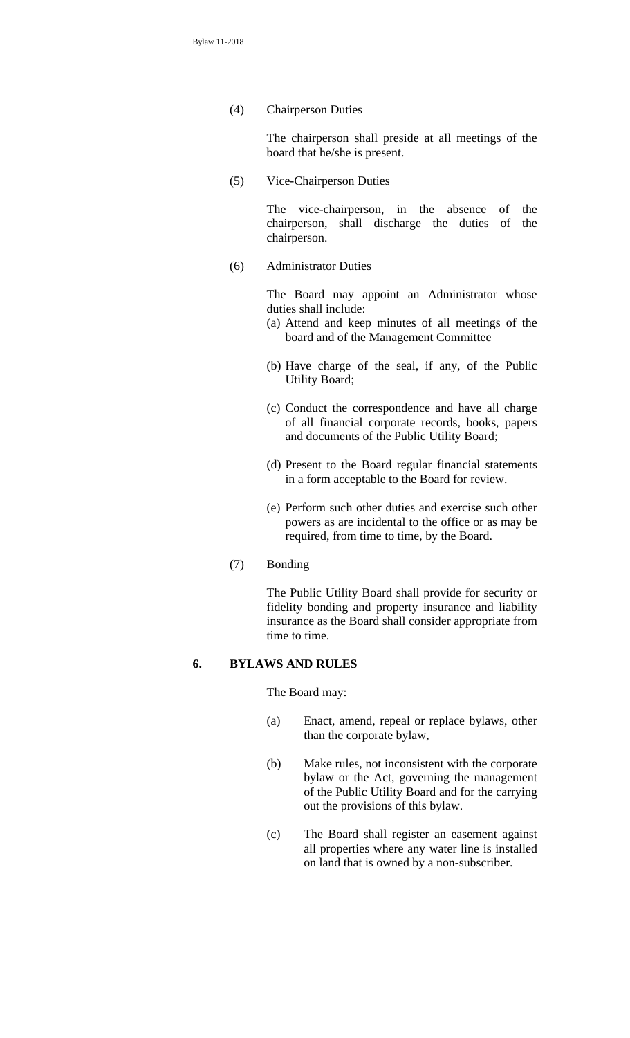(4) Chairperson Duties

The chairperson shall preside at all meetings of the board that he/she is present.

(5) Vice-Chairperson Duties

The vice-chairperson, in the absence of the chairperson, shall discharge the duties of the chairperson.

(6) Administrator Duties

The Board may appoint an Administrator whose duties shall include:

(a) Attend and keep minutes of all meetings of the board and of the Management Committee

(b) Have charge of the seal, if any, of the Public Utility Board;

(c) Conduct the correspondence and have all charge of all financial corporate records, books, papers and documents of the Public Utility Board;

(d) Present to the Board regular financial statements in a form acceptable to the Board for review.

(e) Perform such other duties and exercise such other powers as are incidental to the office or as may be required, from time to time, by the Board.

(7) Bonding

The Public Utility Board shall provide for security or fidelity bonding and property insurance and liability insurance as the Board shall consider appropriate from time to time.

## 6. BYLAWS AND RULES

The Board may:

(a) Enact, amend, repeal or replace bylaws, other than the corporate bylaw,

(b) Make rules, not inconsistent with the corporate bylaw or the Act, governing the management of the Public Utility Board and for the carrying out the provisions of this bylaw.

(c) The Board shall register an easement against all properties where any water line is installed on land that is owned by a non-subscriber.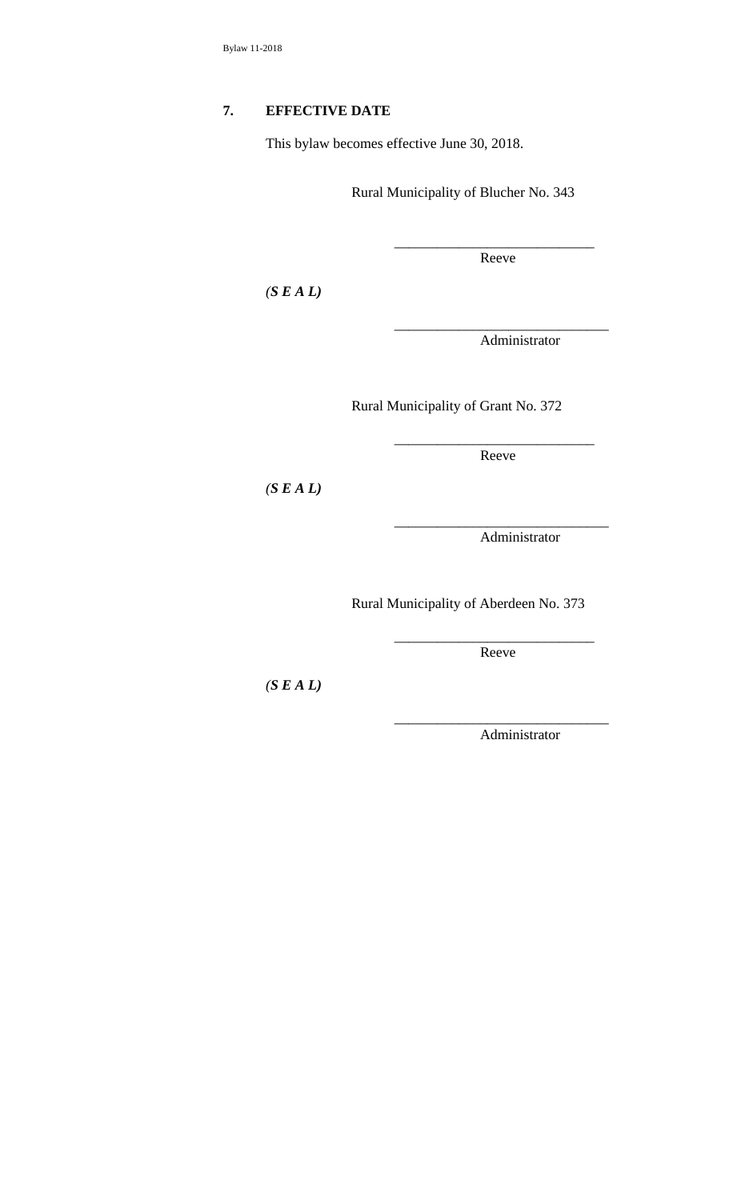## 7. EFFECTIVE DATE

This bylaw becomes effective June 30, 2018.

Rural Municipality of Blucher No. 343

_____________________________
Reeve

***(S E A L)***

_______________________________
Administrator

Rural Municipality of Grant No. 372

_____________________________
Reeve

***(S E A L)***

_______________________________
Administrator

Rural Municipality of Aberdeen No. 373

_____________________________
Reeve

***(S E A L)***

_______________________________
Administrator